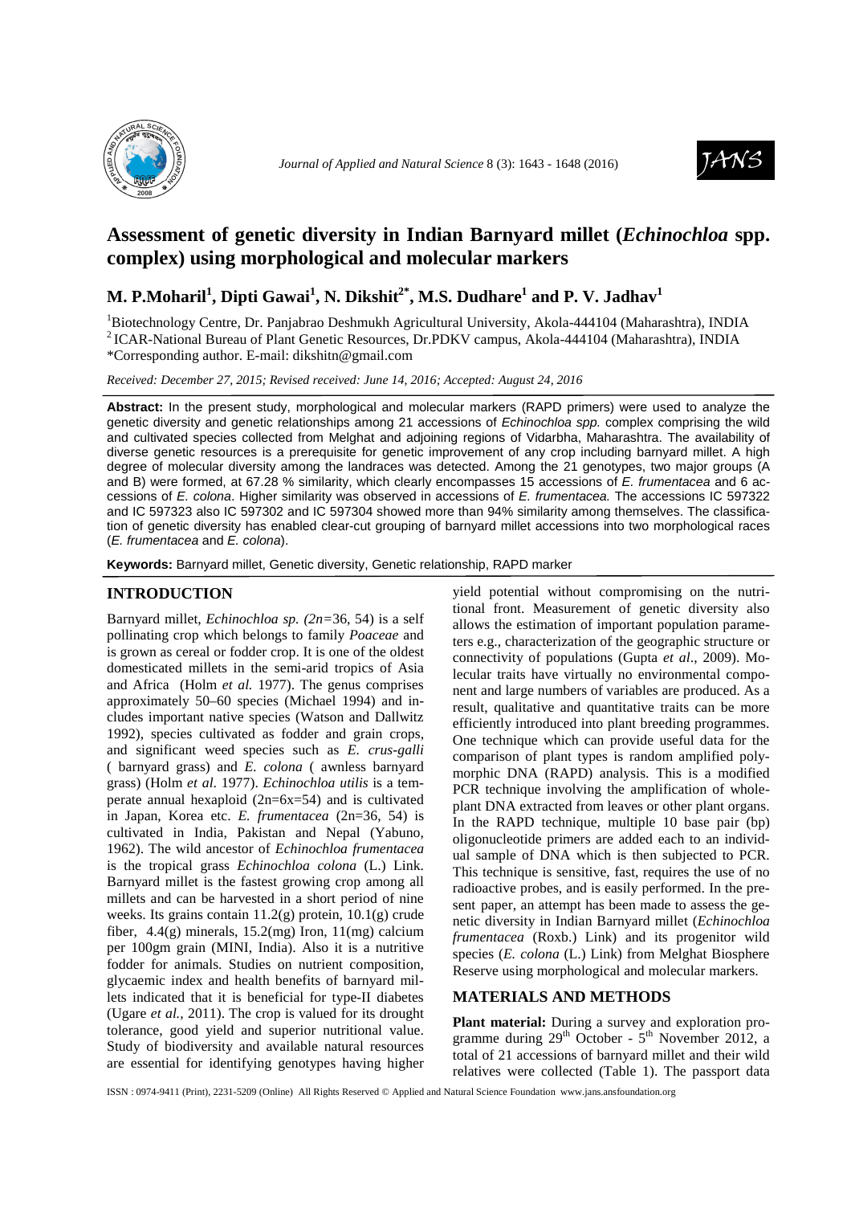# Assessment of genetic diversity in Indian Barnyard millet (*Echinochloa* spp. complex) using morphological and molecular markers

**M. P.Moharil[1], Dipti Gawai[1], N. Dikshit[2*], M.S. Dudhare[1] and P. V. Jadhav[1]**

[1]Biotechnology Centre, Dr. Panjabrao Deshmukh Agricultural University, Akola-444104 (Maharashtra), INDIA
[2]ICAR-National Bureau of Plant Genetic Resources, Dr.PDKV campus, Akola-444104 (Maharashtra), INDIA
*Corresponding author. E-mail: dikshitn@gmail.com

*Received: December 27, 2015; Revised received: June 14, 2016; Accepted: August 24, 2016*

**Abstract:** In the present study, morphological and molecular markers (RAPD primers) were used to analyze the genetic diversity and genetic relationships among 21 accessions of *Echinochloa spp.* complex comprising the wild and cultivated species collected from Melghat and adjoining regions of Vidarbha, Maharashtra. The availability of diverse genetic resources is a prerequisite for genetic improvement of any crop including barnyard millet. A high degree of molecular diversity among the landraces was detected. Among the 21 genotypes, two major groups (A and B) were formed, at 67.28 % similarity, which clearly encompasses 15 accessions of *E. frumentacea* and 6 accessions of *E. colona*. Higher similarity was observed in accessions of *E. frumentacea.* The accessions IC 597322 and IC 597323 also IC 597302 and IC 597304 showed more than 94% similarity among themselves. The classification of genetic diversity has enabled clear-cut grouping of barnyard millet accessions into two morphological races (*E. frumentacea* and *E. colona*).

**Keywords:** Barnyard millet, Genetic diversity, Genetic relationship, RAPD marker

## INTRODUCTION

Barnyard millet, *Echinochloa sp. (2n=*36, 54) is a self pollinating crop which belongs to family *Poaceae* and is grown as cereal or fodder crop. It is one of the oldest domesticated millets in the semi-arid tropics of Asia and Africa (Holm *et al.* 1977). The genus comprises approximately 50–60 species (Michael 1994) and includes important native species (Watson and Dallwitz 1992), species cultivated as fodder and grain crops, and significant weed species such as *E. crus-galli* ( barnyard grass) and *E. colona* ( awnless barnyard grass) (Holm *et al.* 1977). *Echinochloa utilis* is a temperate annual hexaploid (2n=6x=54) and is cultivated in Japan, Korea etc. *E. frumentacea* (2n=36, 54) is cultivated in India, Pakistan and Nepal (Yabuno, 1962). The wild ancestor of *Echinochloa frumentacea* is the tropical grass *Echinochloa colona* (L.) Link. Barnyard millet is the fastest growing crop among all millets and can be harvested in a short period of nine weeks. Its grains contain 11.2(g) protein, 10.1(g) crude fiber, 4.4(g) minerals, 15.2(mg) Iron, 11(mg) calcium per 100gm grain (MINI, India). Also it is a nutritive fodder for animals. Studies on nutrient composition, glycaemic index and health benefits of barnyard millets indicated that it is beneficial for type-II diabetes (Ugare *et al.,* 2011). The crop is valued for its drought tolerance, good yield and superior nutritional value. Study of biodiversity and available natural resources are essential for identifying genotypes having higher yield potential without compromising on the nutritional front. Measurement of genetic diversity also allows the estimation of important population parameters e.g., characterization of the geographic structure or connectivity of populations (Gupta *et al*., 2009). Molecular traits have virtually no environmental component and large numbers of variables are produced. As a result, qualitative and quantitative traits can be more efficiently introduced into plant breeding programmes. One technique which can provide useful data for the comparison of plant types is random amplified polymorphic DNA (RAPD) analysis. This is a modified PCR technique involving the amplification of whole-plant DNA extracted from leaves or other plant organs. In the RAPD technique, multiple 10 base pair (bp) oligonucleotide primers are added each to an individual sample of DNA which is then subjected to PCR. This technique is sensitive, fast, requires the use of no radioactive probes, and is easily performed. In the present paper, an attempt has been made to assess the genetic diversity in Indian Barnyard millet (*Echinochloa frumentacea* (Roxb.) Link) and its progenitor wild species (*E. colona* (L.) Link) from Melghat Biosphere Reserve using morphological and molecular markers.

## MATERIALS AND METHODS

**Plant material:** During a survey and exploration programme during 29th October - 5th November 2012, a total of 21 accessions of barnyard millet and their wild relatives were collected (Table 1). The passport data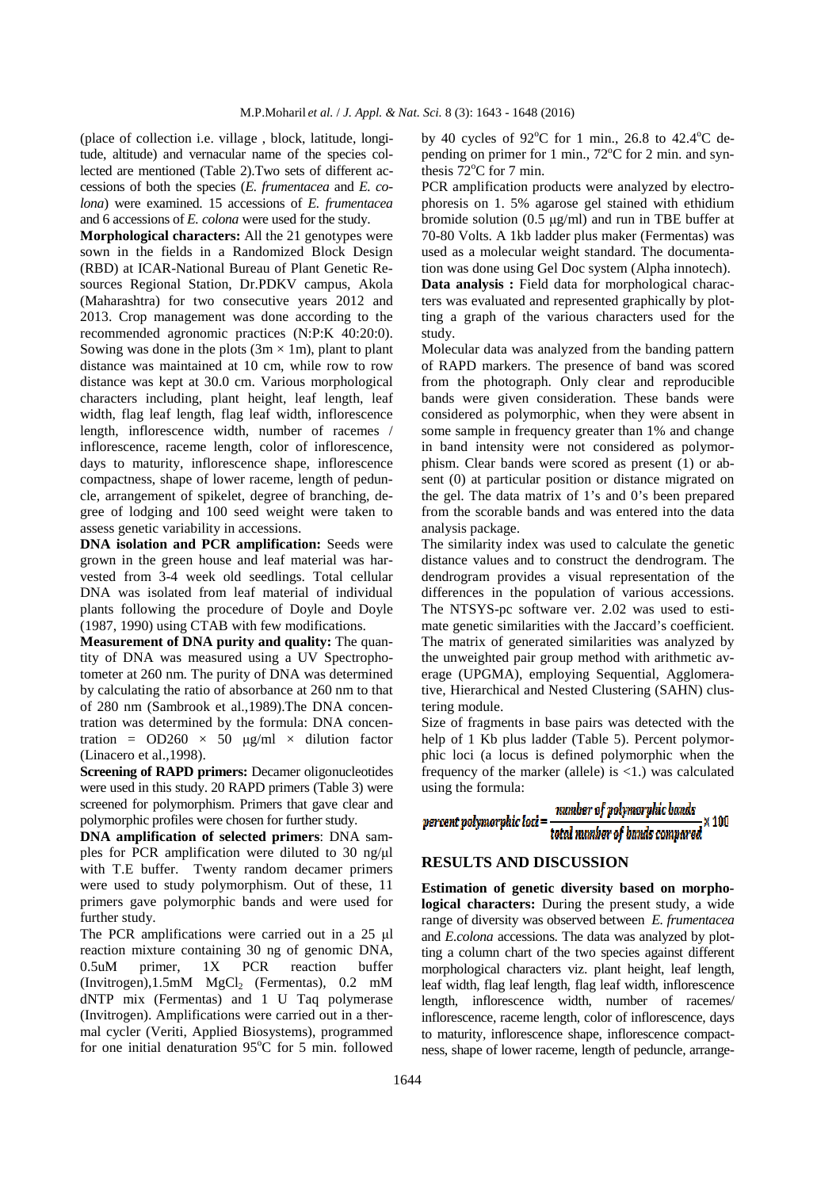(place of collection i.e. village , block, latitude, longitude, altitude) and vernacular name of the species collected are mentioned (Table 2).Two sets of different accessions of both the species (*E. frumentacea* and *E. colona*) were examined. 15 accessions of *E. frumentacea* and 6 accessions of *E. colona* were used for the study.

**Morphological characters:** All the 21 genotypes were sown in the fields in a Randomized Block Design (RBD) at ICAR-National Bureau of Plant Genetic Resources Regional Station, Dr.PDKV campus, Akola (Maharashtra) for two consecutive years 2012 and 2013. Crop management was done according to the recommended agronomic practices (N:P:K 40:20:0). Sowing was done in the plots (3m × 1m), plant to plant distance was maintained at 10 cm, while row to row distance was kept at 30.0 cm. Various morphological characters including, plant height, leaf length, leaf width, flag leaf length, flag leaf width, inflorescence length, inflorescence width, number of racemes / inflorescence, raceme length, color of inflorescence, days to maturity, inflorescence shape, inflorescence compactness, shape of lower raceme, length of peduncle, arrangement of spikelet, degree of branching, degree of lodging and 100 seed weight were taken to assess genetic variability in accessions.

**DNA isolation and PCR amplification:** Seeds were grown in the green house and leaf material was harvested from 3-4 week old seedlings. Total cellular DNA was isolated from leaf material of individual plants following the procedure of Doyle and Doyle (1987, 1990) using CTAB with few modifications.

**Measurement of DNA purity and quality:** The quantity of DNA was measured using a UV Spectrophotometer at 260 nm. The purity of DNA was determined by calculating the ratio of absorbance at 260 nm to that of 280 nm (Sambrook et al.,1989).The DNA concentration was determined by the formula: DNA concentration = OD260 × 50 µg/ml × dilution factor (Linacero et al.,1998).

**Screening of RAPD primers:** Decamer oligonucleotides were used in this study. 20 RAPD primers (Table 3) were screened for polymorphism. Primers that gave clear and polymorphic profiles were chosen for further study.

**DNA amplification of selected primers**: DNA samples for PCR amplification were diluted to 30 ng/µl with T.E buffer. Twenty random decamer primers were used to study polymorphism. Out of these, 11 primers gave polymorphic bands and were used for further study.

The PCR amplifications were carried out in a 25 µl reaction mixture containing 30 ng of genomic DNA, 0.5uM primer, 1X PCR reaction buffer (Invitrogen),1.5mM $MgCl_2$ (Fermentas), 0.2 mM dNTP mix (Fermentas) and 1 U Taq polymerase (Invitrogen). Amplifications were carried out in a thermal cycler (Veriti, Applied Biosystems), programmed for one initial denaturation 95°C for 5 min. followed by 40 cycles of 92°C for 1 min., 26.8 to 42.4°C depending on primer for 1 min., 72°C for 2 min. and synthesis 72°C for 7 min.

PCR amplification products were analyzed by electrophoresis on 1. 5% agarose gel stained with ethidium bromide solution (0.5 µg/ml) and run in TBE buffer at 70-80 Volts. A 1kb ladder plus maker (Fermentas) was used as a molecular weight standard. The documentation was done using Gel Doc system (Alpha innotech).

**Data analysis :** Field data for morphological characters was evaluated and represented graphically by plotting a graph of the various characters used for the study.

Molecular data was analyzed from the banding pattern of RAPD markers. The presence of band was scored from the photograph. Only clear and reproducible bands were given consideration. These bands were considered as polymorphic, when they were absent in some sample in frequency greater than 1% and change in band intensity were not considered as polymorphism. Clear bands were scored as present (1) or absent (0) at particular position or distance migrated on the gel. The data matrix of 1's and 0's been prepared from the scorable bands and was entered into the data analysis package.

The similarity index was used to calculate the genetic distance values and to construct the dendrogram. The dendrogram provides a visual representation of the differences in the population of various accessions. The NTSYS-pc software ver. 2.02 was used to estimate genetic similarities with the Jaccard's coefficient. The matrix of generated similarities was analyzed by the unweighted pair group method with arithmetic average (UPGMA), employing Sequential, Agglomerative, Hierarchical and Nested Clustering (SAHN) clustering module.

Size of fragments in base pairs was detected with the help of 1 Kb plus ladder (Table 5). Percent polymorphic loci (a locus is defined polymorphic when the frequency of the marker (allele) is <1.) was calculated using the formula:

$$\text{percent polymorphic loci} = \frac{\text{number of polymorphic bands}}{\text{total number of bands compared}} \times 100$$

## RESULTS AND DISCUSSION

**Estimation of genetic diversity based on morphological characters:** During the present study, a wide range of diversity was observed between *E. frumentacea* and *E.colona* accessions. The data was analyzed by plotting a column chart of the two species against different morphological characters viz. plant height, leaf length, leaf width, flag leaf length, flag leaf width, inflorescence length, inflorescence width, number of racemes/ inflorescence, raceme length, color of inflorescence, days to maturity, inflorescence shape, inflorescence compactness, shape of lower raceme, length of peduncle, arrange-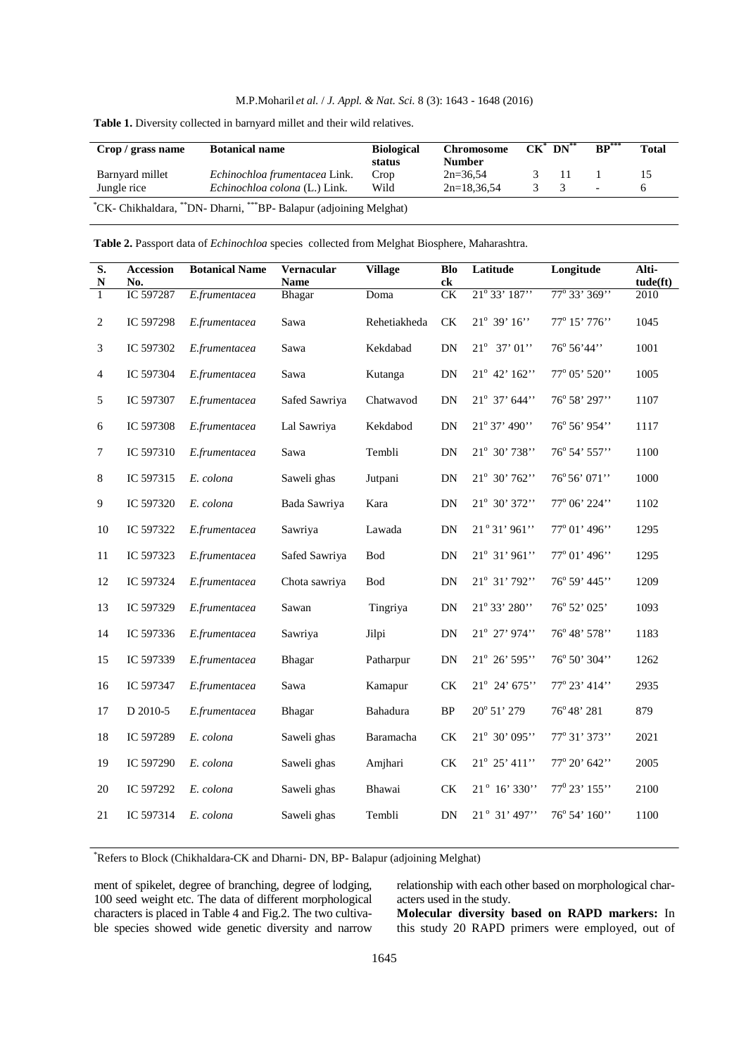**Table 1.** Diversity collected in barnyard millet and their wild relatives.

| Crop / grass name | Botanical name | Biological status | Chromosome Number | CK* | DN** | BP*** | Total |
|---|---|---|---|---|---|---|---|
| Barnyard millet | *Echinochloa frumentacea* Link. | Crop | 2n=36,54 | 3 | 11 | 1 | 15 |
| Jungle rice | *Echinochloa colona* (L.) Link. | Wild | 2n=18,36,54 | 3 | 3 | - | 6 |

*CK- Chikhaldara, **DN- Dharni, ***BP- Balapur (adjoining Melghat)

**Table 2.** Passport data of *Echinochloa* species collected from Melghat Biosphere, Maharashtra.

| S. N | Accession No. | Botanical Name | Vernacular Name | Village | Block | Latitude | Longitude | Altitude(ft) |
|---|---|---|---|---|---|---|---|---|
| 1 | IC 597287 | *E.frumentacea* | Bhagar | Doma | CK | 21° 33' 187'' | 77° 33' 369'' | 2010 |
| 2 | IC 597298 | *E.frumentacea* | Sawa | Rehetiakheda | CK | 21° 39' 16'' | 77° 15' 776'' | 1045 |
| 3 | IC 597302 | *E.frumentacea* | Sawa | Kekdabad | DN | 21° 37' 01'' | 76° 56'44'' | 1001 |
| 4 | IC 597304 | *E.frumentacea* | Sawa | Kutanga | DN | 21° 42' 162'' | 77° 05' 520'' | 1005 |
| 5 | IC 597307 | *E.frumentacea* | Safed Sawriya | Chatwavod | DN | 21° 37' 644'' | 76° 58' 297'' | 1107 |
| 6 | IC 597308 | *E.frumentacea* | Lal Sawriya | Kekdabod | DN | 21° 37' 490'' | 76° 56' 954'' | 1117 |
| 7 | IC 597310 | *E.frumentacea* | Sawa | Tembli | DN | 21° 30' 738'' | 76° 54' 557'' | 1100 |
| 8 | IC 597315 | *E. colona* | Saweli ghas | Jutpani | DN | 21° 30' 762'' | 76° 56' 071'' | 1000 |
| 9 | IC 597320 | *E. colona* | Bada Sawriya | Kara | DN | 21° 30' 372'' | 77° 06' 224'' | 1102 |
| 10 | IC 597322 | *E.frumentacea* | Sawriya | Lawada | DN | 21° 31' 961'' | 77° 01' 496'' | 1295 |
| 11 | IC 597323 | *E.frumentacea* | Safed Sawriya | Bod | DN | 21° 31' 961'' | 77° 01' 496'' | 1295 |
| 12 | IC 597324 | *E.frumentacea* | Chota sawriya | Bod | DN | 21° 31' 792'' | 76° 59' 445'' | 1209 |
| 13 | IC 597329 | *E.frumentacea* | Sawan | Tingriya | DN | 21° 33' 280'' | 76° 52' 025' | 1093 |
| 14 | IC 597336 | *E.frumentacea* | Sawriya | Jilpi | DN | 21° 27' 974'' | 76° 48' 578'' | 1183 |
| 15 | IC 597339 | *E.frumentacea* | Bhagar | Patharpur | DN | 21° 26' 595'' | 76° 50' 304'' | 1262 |
| 16 | IC 597347 | *E.frumentacea* | Sawa | Kamapur | CK | 21° 24' 675'' | 77° 23' 414'' | 2935 |
| 17 | D 2010-5 | *E.frumentacea* | Bhagar | Bahadura | BP | 20° 51' 279 | 76° 48' 281 | 879 |
| 18 | IC 597289 | *E. colona* | Saweli ghas | Baramacha | CK | 21° 30' 095'' | 77° 31' 373'' | 2021 |
| 19 | IC 597290 | *E. colona* | Saweli ghas | Amjhari | CK | 21° 25' 411'' | 77° 20' 642'' | 2005 |
| 20 | IC 597292 | *E. colona* | Saweli ghas | Bhawai | CK | 21° 16' 330'' | 77° 23' 155'' | 2100 |
| 21 | IC 597314 | *E. colona* | Saweli ghas | Tembli | DN | 21° 31' 497'' | 76° 54' 160'' | 1100 |

*Refers to Block (Chikhaldara-CK and Dharni- DN, BP- Balapur (adjoining Melghat)

ment of spikelet, degree of branching, degree of lodging, 100 seed weight etc. The data of different morphological characters is placed in Table 4 and Fig.2. The two cultivable species showed wide genetic diversity and narrow relationship with each other based on morphological characters used in the study.

**Molecular diversity based on RAPD markers:** In this study 20 RAPD primers were employed, out of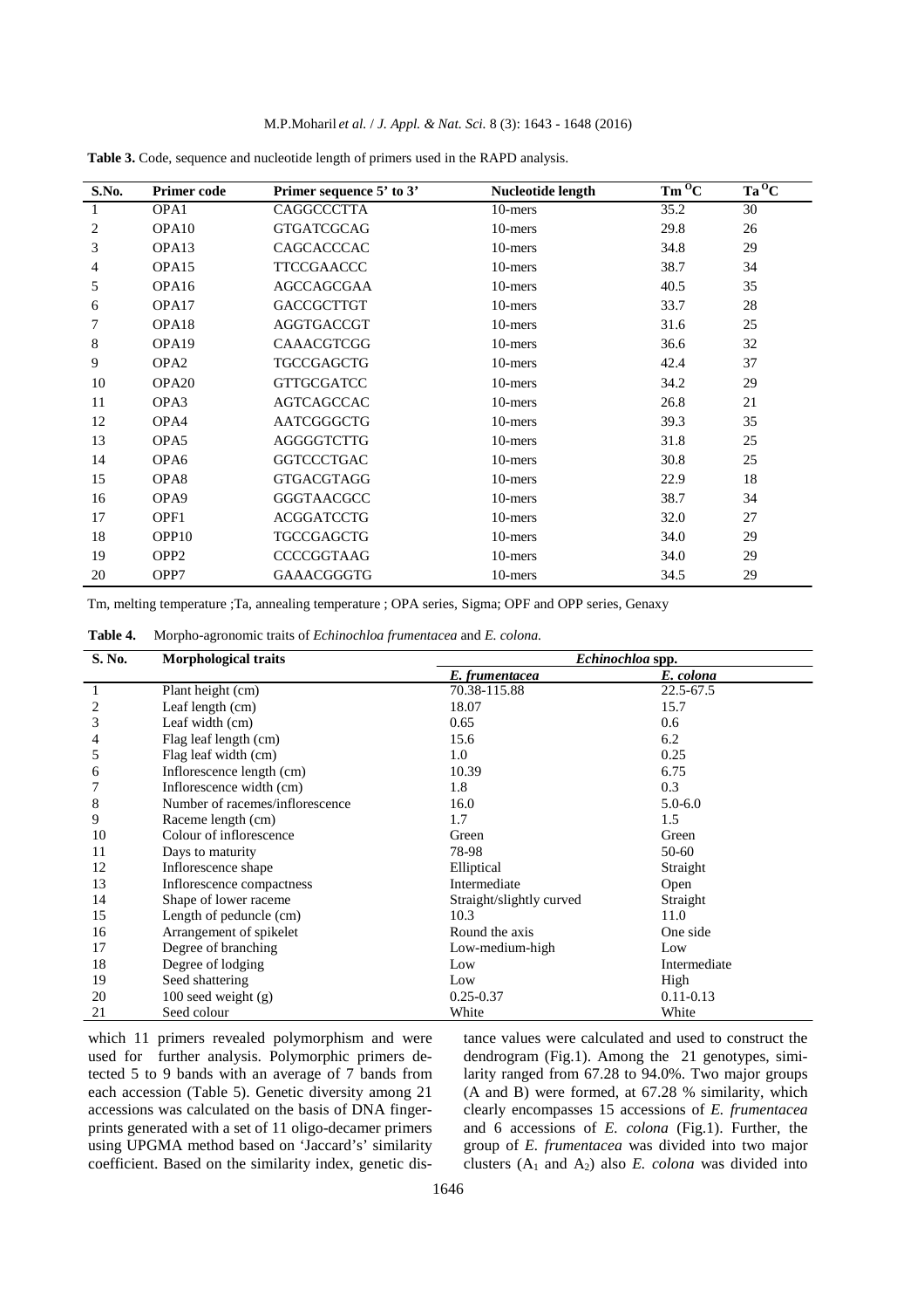**Table 3.** Code, sequence and nucleotide length of primers used in the RAPD analysis.

| S.No. | Primer code | Primer sequence 5' to 3' | Nucleotide length | Tm °C | Ta °C |
|---|---|---|---|---|---|
| 1 | OPA1 | CAGGCCCTTA | 10-mers | 35.2 | 30 |
| 2 | OPA10 | GTGATCGCAG | 10-mers | 29.8 | 26 |
| 3 | OPA13 | CAGCACCCAC | 10-mers | 34.8 | 29 |
| 4 | OPA15 | TTCCGAACCC | 10-mers | 38.7 | 34 |
| 5 | OPA16 | AGCCAGCGAA | 10-mers | 40.5 | 35 |
| 6 | OPA17 | GACCGCTTGT | 10-mers | 33.7 | 28 |
| 7 | OPA18 | AGGTGACCGT | 10-mers | 31.6 | 25 |
| 8 | OPA19 | CAAACGTCGG | 10-mers | 36.6 | 32 |
| 9 | OPA2 | TGCCGAGCTG | 10-mers | 42.4 | 37 |
| 10 | OPA20 | GTTGCGATCC | 10-mers | 34.2 | 29 |
| 11 | OPA3 | AGTCAGCCAC | 10-mers | 26.8 | 21 |
| 12 | OPA4 | AATCGGGCTG | 10-mers | 39.3 | 35 |
| 13 | OPA5 | AGGGGTCTTG | 10-mers | 31.8 | 25 |
| 14 | OPA6 | GGTCCCTGAC | 10-mers | 30.8 | 25 |
| 15 | OPA8 | GTGACGTAGG | 10-mers | 22.9 | 18 |
| 16 | OPA9 | GGGTAACGCC | 10-mers | 38.7 | 34 |
| 17 | OPF1 | ACGGATCCTG | 10-mers | 32.0 | 27 |
| 18 | OPP10 | TGCCGAGCTG | 10-mers | 34.0 | 29 |
| 19 | OPP2 | CCCCGGTAAG | 10-mers | 34.0 | 29 |
| 20 | OPP7 | GAAACGGGTG | 10-mers | 34.5 | 29 |

Tm, melting temperature ;Ta, annealing temperature ; OPA series, Sigma; OPF and OPP series, Genaxy

**Table 4.** Morpho-agronomic traits of *Echinochloa frumentacea* and *E. colona.*

| S. No. | Morphological traits | *Echinochloa* spp. | |
|---|---|---|---|
| | | *E. frumentacea* | *E. colona* |
| 1 | Plant height (cm) | 70.38-115.88 | 22.5-67.5 |
| 2 | Leaf length (cm) | 18.07 | 15.7 |
| 3 | Leaf width (cm) | 0.65 | 0.6 |
| 4 | Flag leaf length (cm) | 15.6 | 6.2 |
| 5 | Flag leaf width (cm) | 1.0 | 0.25 |
| 6 | Inflorescence length (cm) | 10.39 | 6.75 |
| 7 | Inflorescence width (cm) | 1.8 | 0.3 |
| 8 | Number of racemes/inflorescence | 16.0 | 5.0-6.0 |
| 9 | Raceme length (cm) | 1.7 | 1.5 |
| 10 | Colour of inflorescence | Green | Green |
| 11 | Days to maturity | 78-98 | 50-60 |
| 12 | Inflorescence shape | Elliptical | Straight |
| 13 | Inflorescence compactness | Intermediate | Open |
| 14 | Shape of lower raceme | Straight/slightly curved | Straight |
| 15 | Length of peduncle (cm) | 10.3 | 11.0 |
| 16 | Arrangement of spikelet | Round the axis | One side |
| 17 | Degree of branching | Low-medium-high | Low |
| 18 | Degree of lodging | Low | Intermediate |
| 19 | Seed shattering | Low | High |
| 20 | 100 seed weight (g) | 0.25-0.37 | 0.11-0.13 |
| 21 | Seed colour | White | White |

which 11 primers revealed polymorphism and were used for further analysis. Polymorphic primers detected 5 to 9 bands with an average of 7 bands from each accession (Table 5). Genetic diversity among 21 accessions was calculated on the basis of DNA fingerprints generated with a set of 11 oligo-decamer primers using UPGMA method based on 'Jaccard's' similarity coefficient. Based on the similarity index, genetic distance values were calculated and used to construct the dendrogram (Fig.1). Among the 21 genotypes, similarity ranged from 67.28 to 94.0%. Two major groups (A and B) were formed, at 67.28 % similarity, which clearly encompasses 15 accessions of *E. frumentacea* and 6 accessions of *E. colona* (Fig.1). Further, the group of *E. frumentacea* was divided into two major clusters ($A_1$ and $A_2$) also *E. colona* was divided into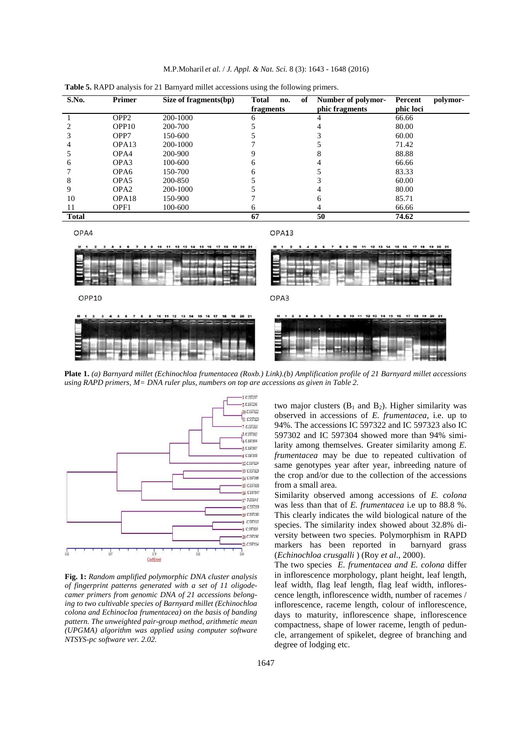**Table 5.** RAPD analysis for 21 Barnyard millet accessions using the following primers.

| S.No. | Primer | Size of fragments(bp) | Total no. of fragments | Number of polymorphic fragments | Percent polymorphic loci |
|---|---|---|---|---|---|
| 1 | OPP2 | 200-1000 | 6 | 4 | 66.66 |
| 2 | OPP10 | 200-700 | 5 | 4 | 80.00 |
| 3 | OPP7 | 150-600 | 5 | 3 | 60.00 |
| 4 | OPA13 | 200-1000 | 7 | 5 | 71.42 |
| 5 | OPA4 | 200-900 | 9 | 8 | 88.88 |
| 6 | OPA3 | 100-600 | 6 | 4 | 66.66 |
| 7 | OPA6 | 150-700 | 6 | 5 | 83.33 |
| 8 | OPA5 | 200-850 | 5 | 3 | 60.00 |
| 9 | OPA2 | 200-1000 | 5 | 4 | 80.00 |
| 10 | OPA18 | 150-900 | 7 | 6 | 85.71 |
| 11 | OPF1 | 100-600 | 6 | 4 | 66.66 |
| **Total** | | | **67** | **50** | **74.62** |

**Plate 1.** *(a) Barnyard millet (Echinochloa frumentacea (Roxb.) Link).(b) Amplification profile of 21 Barnyard millet accessions using RAPD primers, M= DNA ruler plus, numbers on top are accessions as given in Table 2.*

**Fig. 1:** *Random amplified polymorphic DNA cluster analysis of fingerprint patterns generated with a set of 11 oligodecamer primers from genomic DNA of 21 accessions belonging to two cultivable species of Barnyard millet (Echinochloa colona and Echinocloa frumentacea) on the basis of banding pattern. The unweighted pair-group method, arithmetic mean (UPGMA) algorithm was applied using computer software NTSYS-pc software ver. 2.02.*

two major clusters ($B_1$ and $B_2$). Higher similarity was observed in accessions of *E. frumentacea*, i.e. up to 94%. The accessions IC 597322 and IC 597323 also IC 597302 and IC 597304 showed more than 94% similarity among themselves. Greater similarity among *E. frumentacea* may be due to repeated cultivation of same genotypes year after year, inbreeding nature of the crop and/or due to the collection of the accessions from a small area.

Similarity observed among accessions of *E. colona* was less than that of *E. frumentacea* i.e up to 88.8 %. This clearly indicates the wild biological nature of the species. The similarity index showed about 32.8% diversity between two species. Polymorphism in RAPD markers has been reported in barnyard grass (*Echinochloa crusgalli* ) (Roy *et al*., 2000).

The two species *E. frumentacea and E. colona* differ in inflorescence morphology, plant height, leaf length, leaf width, flag leaf length, flag leaf width, inflorescence length, inflorescence width, number of racemes / inflorescence, raceme length, colour of inflorescence, days to maturity, inflorescence shape, inflorescence compactness, shape of lower raceme, length of peduncle, arrangement of spikelet, degree of branching and degree of lodging etc.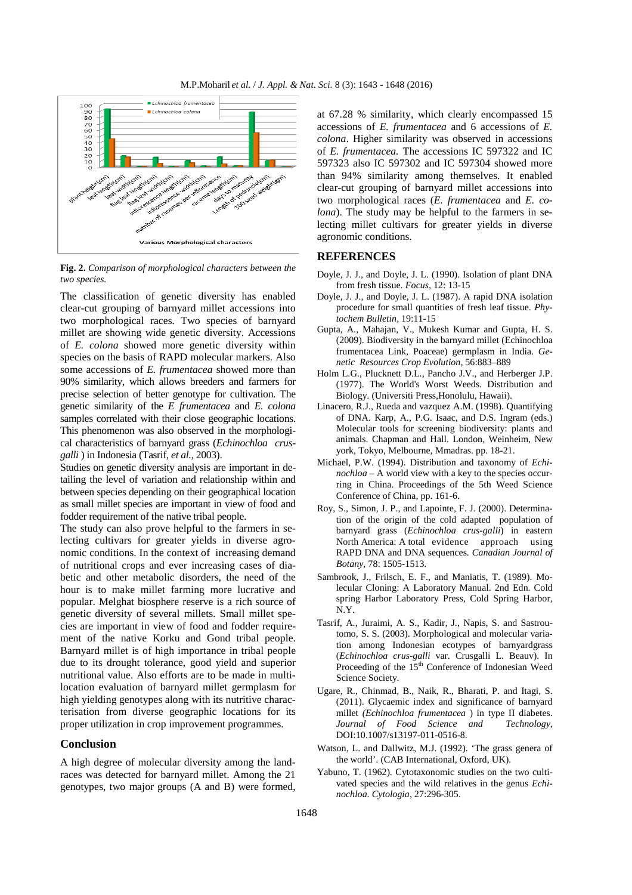100
90
80
70
60
50
40
30
20
10
0

Echinochloa frumentacea
Echinochloa colona

plant height(cm)
leaf length(cm)
leaf width(cm)
flag leaf length(cm)
flag leaf width(cm)
inflorescence length(cm)
inflorescence width(cm)
number of racemes per inflorescence
raceme length(cm)
days to maturity
Length of peduncle(cm)
100 seed weight(gm)

Various Morphological characters

**Fig. 2.** *Comparison of morphological characters between the two species.*

The classification of genetic diversity has enabled clear-cut grouping of barnyard millet accessions into two morphological races. Two species of barnyard millet are showing wide genetic diversity. Accessions of *E. colona* showed more genetic diversity within species on the basis of RAPD molecular markers. Also some accessions of *E. frumentacea* showed more than 90% similarity, which allows breeders and farmers for precise selection of better genotype for cultivation. The genetic similarity of the *E frumentacea* and *E. colona* samples correlated with their close geographic locations. This phenomenon was also observed in the morphological characteristics of barnyard grass (*Echinochloa crus-galli* ) in Indonesia (Tasrif, *et al.,* 2003).

Studies on genetic diversity analysis are important in detailing the level of variation and relationship within and between species depending on their geographical location as small millet species are important in view of food and fodder requirement of the native tribal people.

The study can also prove helpful to the farmers in selecting cultivars for greater yields in diverse agronomic conditions. In the context of increasing demand of nutritional crops and ever increasing cases of diabetic and other metabolic disorders, the need of the hour is to make millet farming more lucrative and popular. Melghat biosphere reserve is a rich source of genetic diversity of several millets. Small millet species are important in view of food and fodder requirement of the native Korku and Gond tribal people. Barnyard millet is of high importance in tribal people due to its drought tolerance, good yield and superior nutritional value. Also efforts are to be made in multilocation evaluation of barnyard millet germplasm for high yielding genotypes along with its nutritive characterisation from diverse geographic locations for its proper utilization in crop improvement programmes.

## Conclusion

A high degree of molecular diversity among the landraces was detected for barnyard millet. Among the 21 genotypes, two major groups (A and B) were formed, at 67.28 % similarity, which clearly encompassed 15 accessions of *E. frumentacea* and 6 accessions of *E. colona*. Higher similarity was observed in accessions of *E. frumentacea.* The accessions IC 597322 and IC 597323 also IC 597302 and IC 597304 showed more than 94% similarity among themselves. It enabled clear-cut grouping of barnyard millet accessions into two morphological races (*E. frumentacea* and *E. colona*). The study may be helpful to the farmers in selecting millet cultivars for greater yields in diverse agronomic conditions.

## REFERENCES

Doyle, J. J., and Doyle, J. L. (1990). Isolation of plant DNA from fresh tissue. *Focus*, 12: 13-15

Doyle, J. J., and Doyle, J. L. (1987). A rapid DNA isolation procedure for small quantities of fresh leaf tissue. *Phytochem Bulletin,* 19:11-15

Gupta, A., Mahajan, V., Mukesh Kumar and Gupta, H. S. (2009). Biodiversity in the barnyard millet (Echinochloa frumentacea Link, Poaceae) germplasm in India. *Genetic Resources Crop Evolution,* 56:883–889

Holm L.G., Plucknett D.L., Pancho J.V., and Herberger J.P. (1977). The World's Worst Weeds. Distribution and Biology. (Universiti Press,Honolulu, Hawaii).

Linacero, R.J., Rueda and vazquez A.M. (1998). Quantifying of DNA. Karp, A., P.G. Isaac, and D.S. Ingram (eds.) Molecular tools for screening biodiversity: plants and animals. Chapman and Hall. London, Weinheim, New york, Tokyo, Melbourne, Mmadras. pp. 18-21.

Michael, P.W. (1994). Distribution and taxonomy of *Echinochloa* – A world view with a key to the species occurring in China. Proceedings of the 5th Weed Science Conference of China, pp. 161-6.

Roy, S., Simon, J. P., and Lapointe, F. J. (2000). Determination of the origin of the cold adapted population of barnyard grass (*Echinochloa crus-galli*) in eastern North America: A total evidence approach using RAPD DNA and DNA sequences. *Canadian Journal of Botany,* 78: 1505-1513.

Sambrook, J., Frilsch, E. F., and Maniatis, T. (1989). Molecular Cloning: A Laboratory Manual. 2nd Edn. Cold spring Harbor Laboratory Press, Cold Spring Harbor, N.Y.

Tasrif, A., Juraimi, A. S., Kadir, J., Napis, S. and Sastroutomo, S. S. (2003). Morphological and molecular variation among Indonesian ecotypes of barnyardgrass (*Echinochloa crus-galli* var. Crusgalli L. Beauv). In Proceeding of the 15th Conference of Indonesian Weed Science Society.

Ugare, R., Chinmad, B., Naik, R., Bharati, P. and Itagi, S. (2011). Glycaemic index and significance of barnyard millet *(Echinochloa frumentacea* ) in type II diabetes. *Journal of Food Science and Technology,* DOI:10.1007/s13197-011-0516-8.

Watson, L. and Dallwitz, M.J. (1992). 'The grass genera of the world'. (CAB International, Oxford, UK).

Yabuno, T. (1962). Cytotaxonomic studies on the two cultivated species and the wild relatives in the genus *Echinochloa. Cytologia,* 27:296-305.